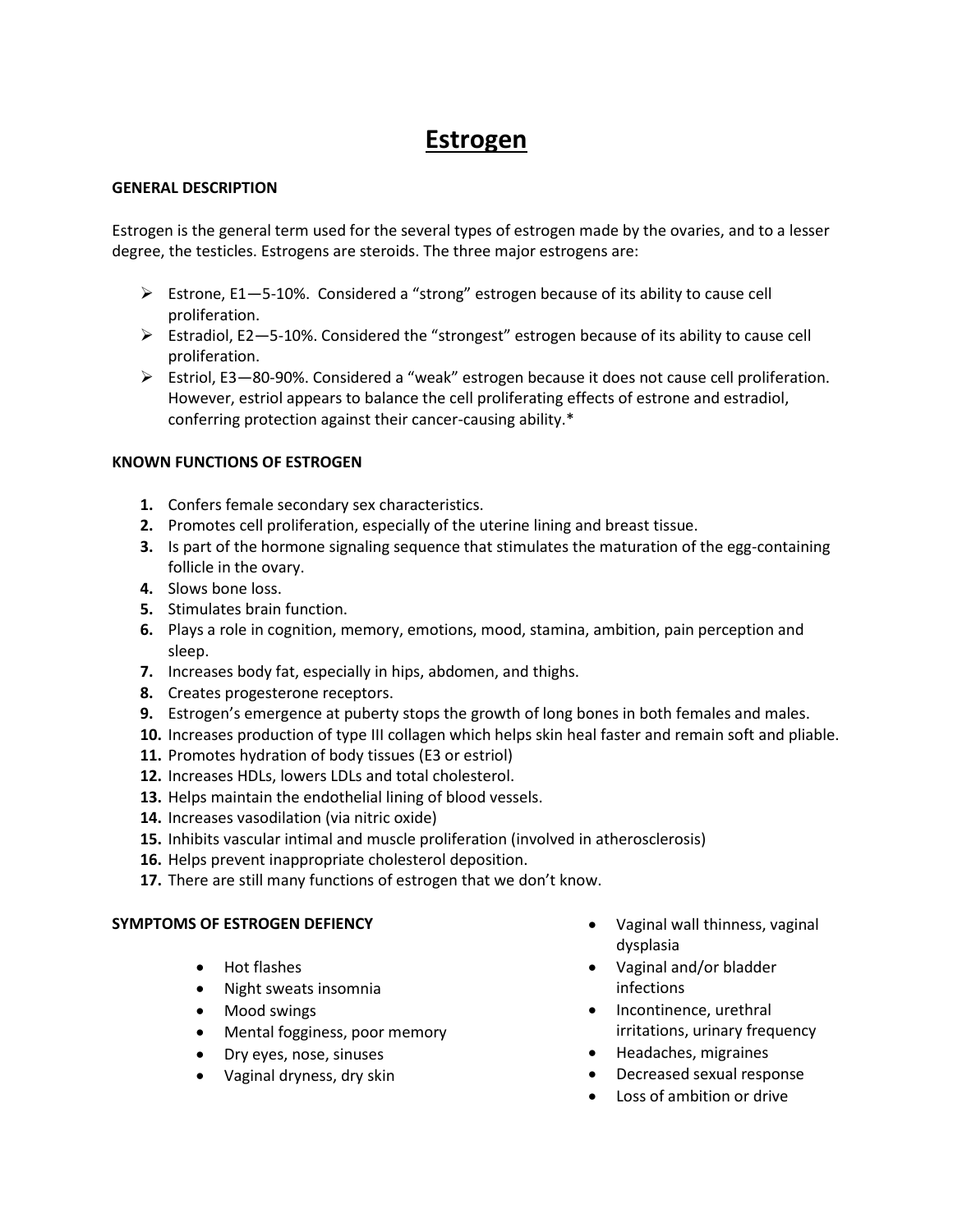# Estrogen

**GENERAL DESCRIPTION**

Estrogen is the general term used for the several types of estrogen made by the ovaries, and to a lesser degree, the testicles. Estrogens are steroids. The three major estrogens are:

- Estrone, E1—5-10%. Considered a "strong" estrogen because of its ability to cause cell proliferation.
- Estradiol, E2—5-10%. Considered the "strongest" estrogen because of its ability to cause cell proliferation.
- Estriol, E3—80-90%. Considered a "weak" estrogen because it does not cause cell proliferation. However, estriol appears to balance the cell proliferating effects of estrone and estradiol, conferring protection against their cancer-causing ability.*

**KNOWN FUNCTIONS OF ESTROGEN**

1. Confers female secondary sex characteristics.
2. Promotes cell proliferation, especially of the uterine lining and breast tissue.
3. Is part of the hormone signaling sequence that stimulates the maturation of the egg-containing follicle in the ovary.
4. Slows bone loss.
5. Stimulates brain function.
6. Plays a role in cognition, memory, emotions, mood, stamina, ambition, pain perception and sleep.
7. Increases body fat, especially in hips, abdomen, and thighs.
8. Creates progesterone receptors.
9. Estrogen's emergence at puberty stops the growth of long bones in both females and males.
10. Increases production of type III collagen which helps skin heal faster and remain soft and pliable.
11. Promotes hydration of body tissues (E3 or estriol)
12. Increases HDLs, lowers LDLs and total cholesterol.
13. Helps maintain the endothelial lining of blood vessels.
14. Increases vasodilation (via nitric oxide)
15. Inhibits vascular intimal and muscle proliferation (involved in atherosclerosis)
16. Helps prevent inappropriate cholesterol deposition.
17. There are still many functions of estrogen that we don't know.

**SYMPTOMS OF ESTROGEN DEFIENCY**

- Hot flashes
- Night sweats insomnia
- Mood swings
- Mental fogginess, poor memory
- Dry eyes, nose, sinuses
- Vaginal dryness, dry skin
- Vaginal wall thinness, vaginal dysplasia
- Vaginal and/or bladder infections
- Incontinence, urethral irritations, urinary frequency
- Headaches, migraines
- Decreased sexual response
- Loss of ambition or drive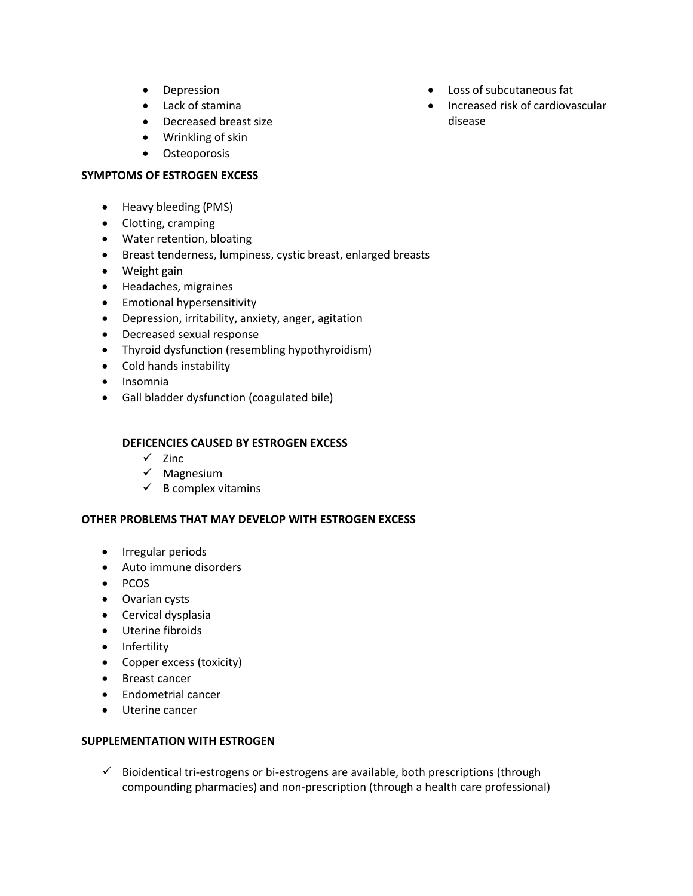- Depression
- Lack of stamina
- Decreased breast size
- Wrinkling of skin
- Osteoporosis
- Loss of subcutaneous fat
- Increased risk of cardiovascular disease

**SYMPTOMS OF ESTROGEN EXCESS**

- Heavy bleeding (PMS)
- Clotting, cramping
- Water retention, bloating
- Breast tenderness, lumpiness, cystic breast, enlarged breasts
- Weight gain
- Headaches, migraines
- Emotional hypersensitivity
- Depression, irritability, anxiety, anger, agitation
- Decreased sexual response
- Thyroid dysfunction (resembling hypothyroidism)
- Cold hands instability
- Insomnia
- Gall bladder dysfunction (coagulated bile)

**DEFICENCIES CAUSED BY ESTROGEN EXCESS**

- ✓ Zinc
- ✓ Magnesium
- ✓ B complex vitamins

**OTHER PROBLEMS THAT MAY DEVELOP WITH ESTROGEN EXCESS**

- Irregular periods
- Auto immune disorders
- PCOS
- Ovarian cysts
- Cervical dysplasia
- Uterine fibroids
- Infertility
- Copper excess (toxicity)
- Breast cancer
- Endometrial cancer
- Uterine cancer

**SUPPLEMENTATION WITH ESTROGEN**

- ✓ Bioidentical tri-estrogens or bi-estrogens are available, both prescriptions (through compounding pharmacies) and non-prescription (through a health care professional)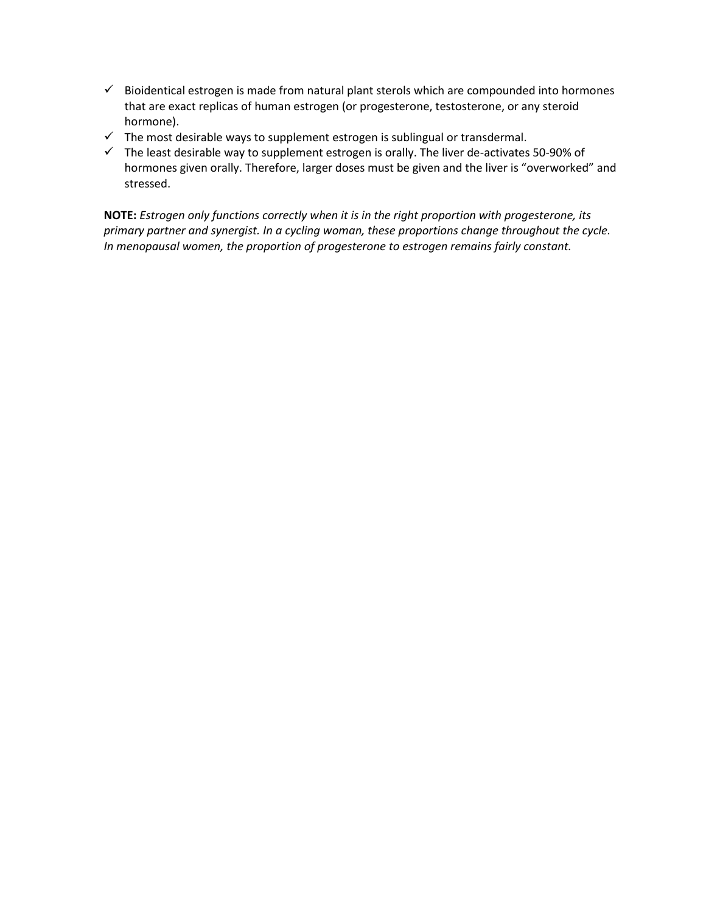- ✓ Bioidentical estrogen is made from natural plant sterols which are compounded into hormones that are exact replicas of human estrogen (or progesterone, testosterone, or any steroid hormone).
- ✓ The most desirable ways to supplement estrogen is sublingual or transdermal.
- ✓ The least desirable way to supplement estrogen is orally. The liver de-activates 50-90% of hormones given orally. Therefore, larger doses must be given and the liver is "overworked" and stressed.

**NOTE:** *Estrogen only functions correctly when it is in the right proportion with progesterone, its primary partner and synergist. In a cycling woman, these proportions change throughout the cycle. In menopausal women, the proportion of progesterone to estrogen remains fairly constant.*